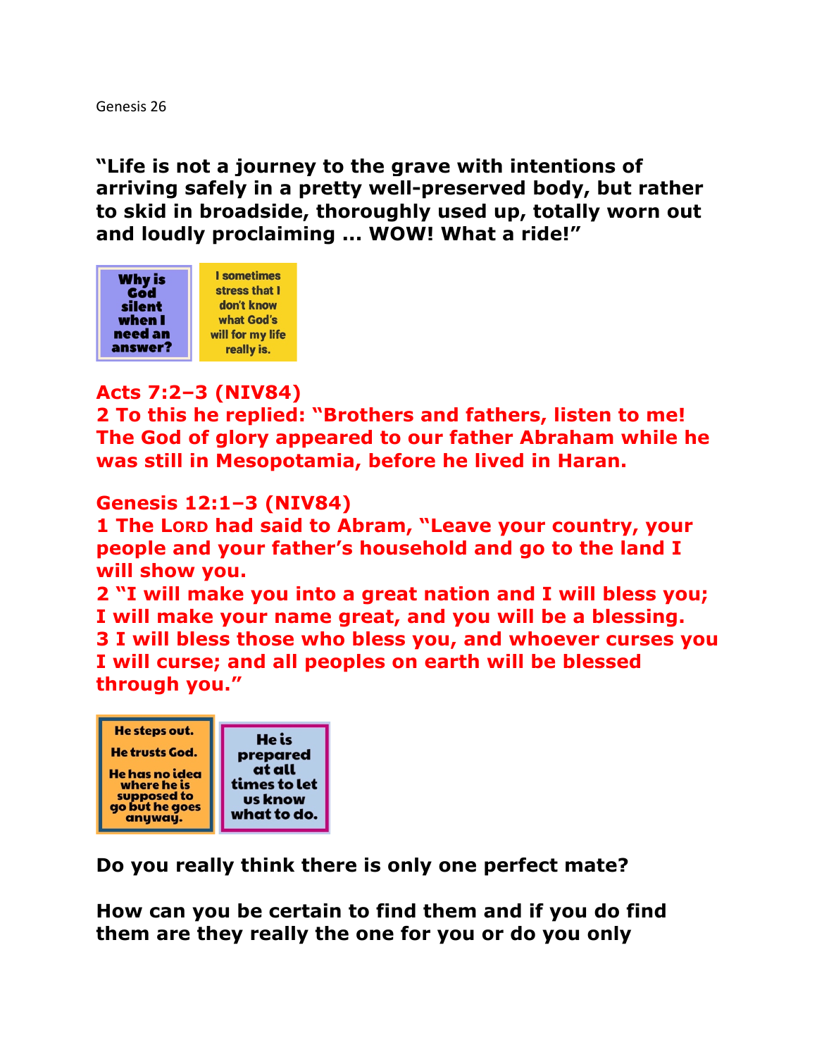Genesis 26

**"Life is not a journey to the grave with intentions of arriving safely in a pretty well-preserved body, but rather to skid in broadside, thoroughly used up, totally worn out and loudly proclaiming … WOW! What a ride!"**

**Why is God silent when I need an answer?**

I sometimes stress that I don't know what God's will for my life really is.

**Acts 7:2–3 (NIV84)**
**2 To this he replied: "Brothers and fathers, listen to me! The God of glory appeared to our father Abraham while he was still in Mesopotamia, before he lived in Haran.**

**Genesis 12:1–3 (NIV84)**
**1 The LORD had said to Abram, "Leave your country, your people and your father's household and go to the land I will show you.**
**2 "I will make you into a great nation and I will bless you; I will make your name great, and you will be a blessing.**
**3 I will bless those who bless you, and whoever curses you I will curse; and all peoples on earth will be blessed through you."**

**He steps out.**
**He trusts God.**
**He has no idea where he is supposed to go but he goes anyway.**

**He is prepared at all times to let us know what to do.**

**Do you really think there is only one perfect mate?**

**How can you be certain to find them and if you do find them are they really the one for you or do you only**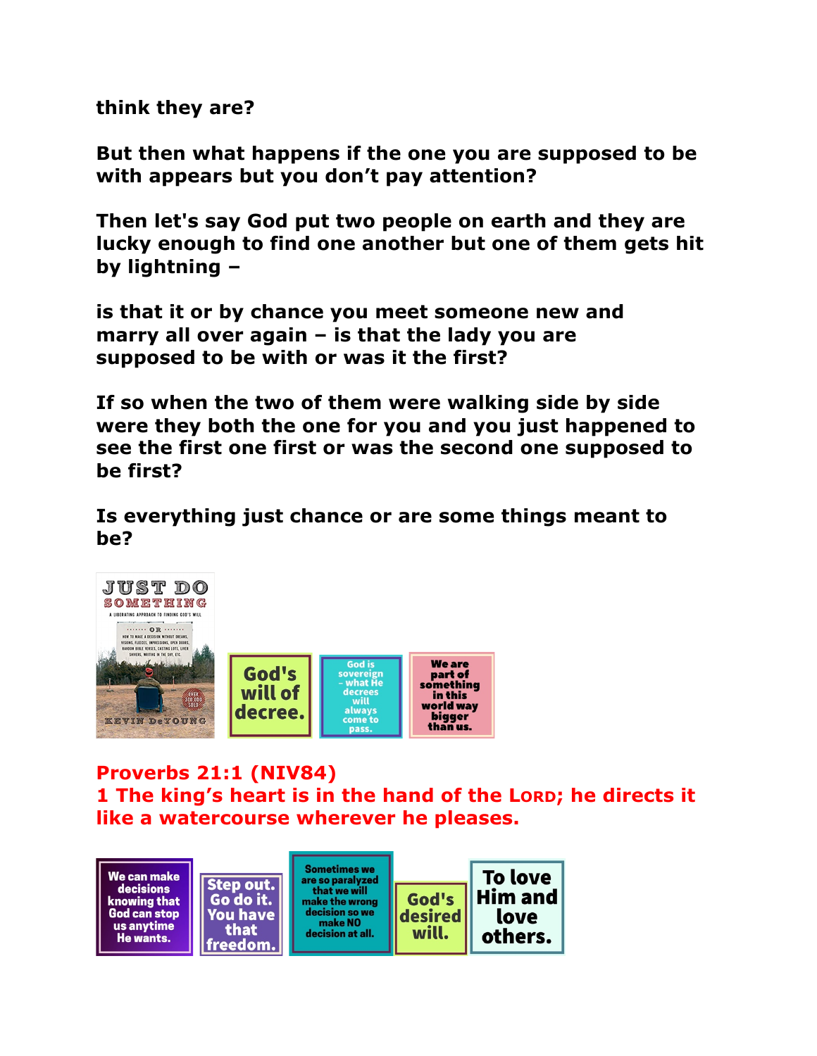**think they are?**

**But then what happens if the one you are supposed to be with appears but you don't pay attention?**

**Then let's say God put two people on earth and they are lucky enough to find one another but one of them gets hit by lightning –**

**is that it or by chance you meet someone new and marry all over again – is that the lady you are supposed to be with or was it the first?**

**If so when the two of them were walking side by side were they both the one for you and you just happened to see the first one first or was the second one supposed to be first?**

**Is everything just chance or are some things meant to be?**

JUST DO SOMETHING

A LIBERATING APPROACH TO FINDING GOD'S WILL

OR

HOW TO MAKE A DECISION WITHOUT DREAMS, VISIONS, FLEECES, IMPRESSIONS, OPEN DOORS, RANDOM BIBLE VERSES, CASTING LOTS, LIVER SHIVERS, WRITING IN THE SKY, ETC.

OVER 100,000 SOLD

KEVIN DeYOUNG

God's will of decree.

God is sovereign – what He decrees will always come to pass.

We are part of something in this world way bigger than us.

**Proverbs 21:1 (NIV84)**
**1 The king's heart is in the hand of the LORD; he directs it like a watercourse wherever he pleases.**

We can make decisions knowing that God can stop us anytime He wants.

Step out. Go do it. You have that freedom.

Sometimes we are so paralyzed that we will make the wrong decision so we make NO decision at all.

God's desired will.

To love Him and love others.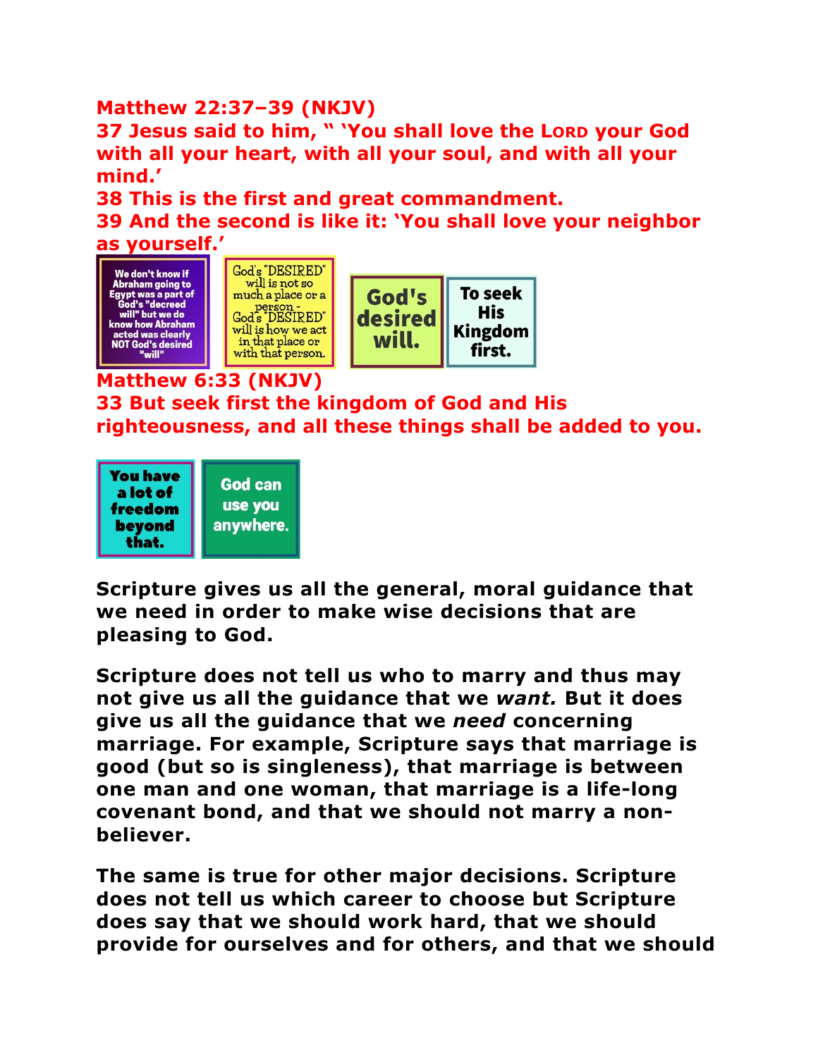**Matthew 22:37–39 (NKJV)**
**37 Jesus said to him, " 'You shall love the LORD your God with all your heart, with all your soul, and with all your mind.'**
**38 This is the first and great commandment.**
**39 And the second is like it: 'You shall love your neighbor as yourself.'**

We don't know if Abraham going to Egypt was a part of God's "decreed will" but we do know how Abraham acted was clearly NOT God's desired "will"

God's "DESIRED" will is not so much a place or a person - God's "DESIRED" will is how we act in that place or with that person.

God's desired will.

To seek His Kingdom first.

**Matthew 6:33 (NKJV)**
**33 But seek first the kingdom of God and His righteousness, and all these things shall be added to you.**

You have a lot of freedom beyond that.

God can use you anywhere.

**Scripture gives us all the general, moral guidance that we need in order to make wise decisions that are pleasing to God.**

**Scripture does not tell us who to marry and thus may not give us all the guidance that we *want.* But it does give us all the guidance that we *need* concerning marriage. For example, Scripture says that marriage is good (but so is singleness), that marriage is between one man and one woman, that marriage is a life-long covenant bond, and that we should not marry a non-believer.**

**The same is true for other major decisions. Scripture does not tell us which career to choose but Scripture does say that we should work hard, that we should provide for ourselves and for others, and that we should**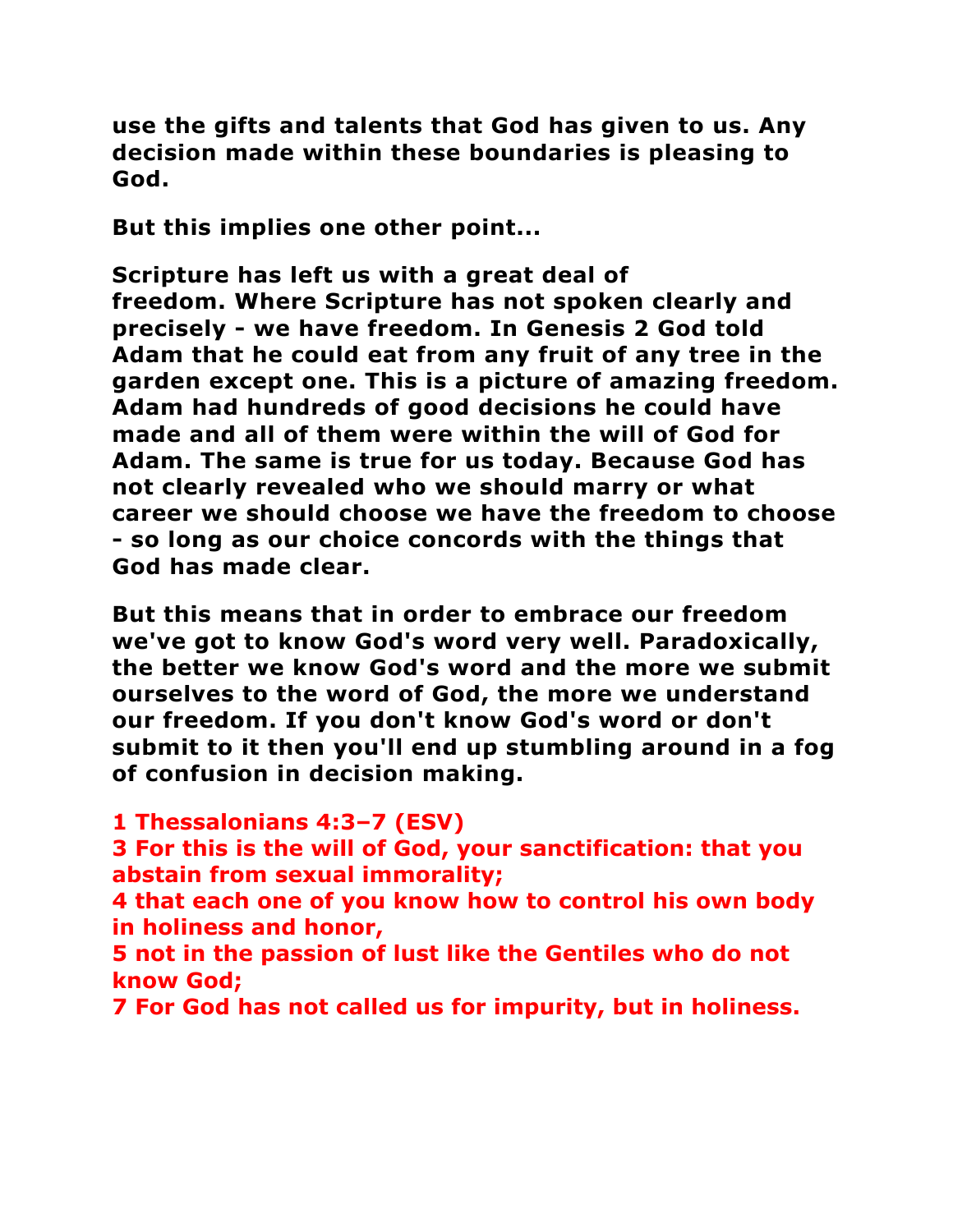**use the gifts and talents that God has given to us. Any decision made within these boundaries is pleasing to God.**

**But this implies one other point...**

**Scripture has left us with a great deal of freedom. Where Scripture has not spoken clearly and precisely - we have freedom. In Genesis 2 God told Adam that he could eat from any fruit of any tree in the garden except one. This is a picture of amazing freedom. Adam had hundreds of good decisions he could have made and all of them were within the will of God for Adam. The same is true for us today. Because God has not clearly revealed who we should marry or what career we should choose we have the freedom to choose - so long as our choice concords with the things that God has made clear.**

**But this means that in order to embrace our freedom we've got to know God's word very well. Paradoxically, the better we know God's word and the more we submit ourselves to the word of God, the more we understand our freedom. If you don't know God's word or don't submit to it then you'll end up stumbling around in a fog of confusion in decision making.**

**1 Thessalonians 4:3–7 (ESV)**
**3 For this is the will of God, your sanctification: that you abstain from sexual immorality;**
**4 that each one of you know how to control his own body in holiness and honor,**
**5 not in the passion of lust like the Gentiles who do not know God;**
**7 For God has not called us for impurity, but in holiness.**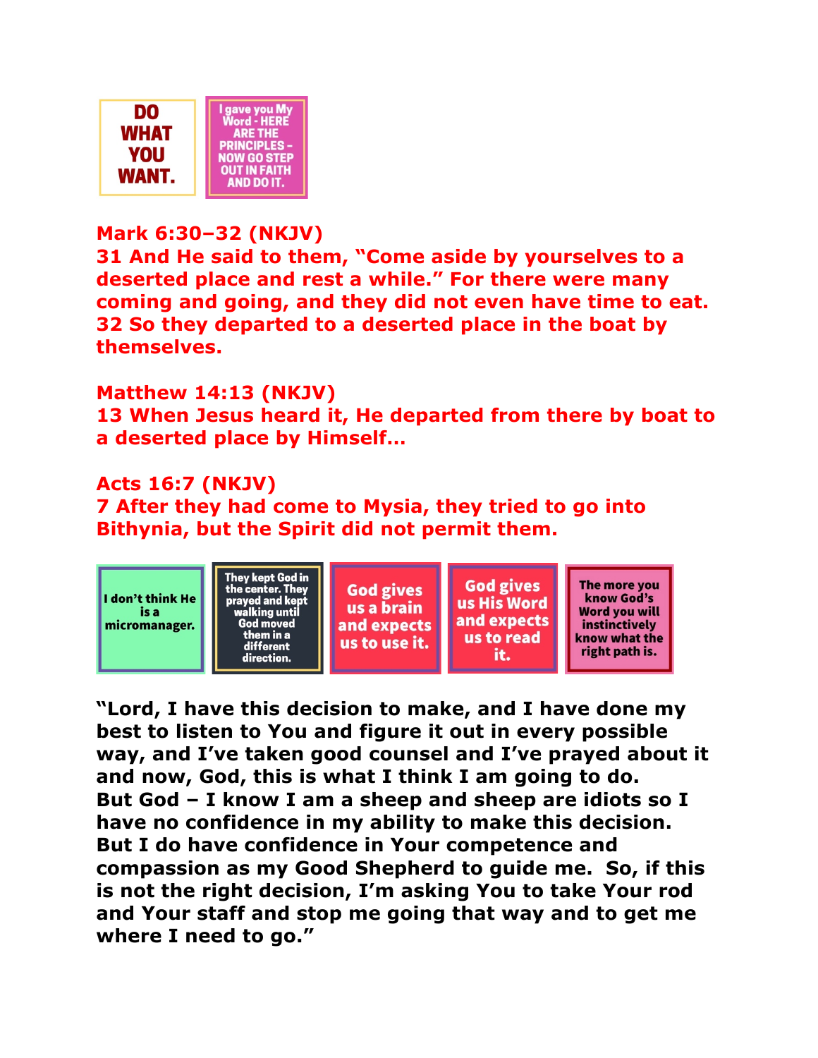DO WHAT YOU WANT.

I gave you My Word - HERE ARE THE PRINCIPLES - NOW GO STEP OUT IN FAITH AND DO IT.

**Mark 6:30–32 (NKJV)**
**31 And He said to them, "Come aside by yourselves to a deserted place and rest a while." For there were many coming and going, and they did not even have time to eat.**
**32 So they departed to a deserted place in the boat by themselves.**

**Matthew 14:13 (NKJV)**
**13 When Jesus heard it, He departed from there by boat to a deserted place by Himself…**

**Acts 16:7 (NKJV)**
**7 After they had come to Mysia, they tried to go into Bithynia, but the Spirit did not permit them.**

I don't think He is a micromanager.

They kept God in the center. They prayed and kept walking until God moved them in a different direction.

God gives us a brain and expects us to use it.

God gives us His Word and expects us to read it.

The more you know God's Word you will instinctively know what the right path is.

**"Lord, I have this decision to make, and I have done my best to listen to You and figure it out in every possible way, and I've taken good counsel and I've prayed about it and now, God, this is what I think I am going to do. But God – I know I am a sheep and sheep are idiots so I have no confidence in my ability to make this decision. But I do have confidence in Your competence and compassion as my Good Shepherd to guide me. So, if this is not the right decision, I'm asking You to take Your rod and Your staff and stop me going that way and to get me where I need to go."**